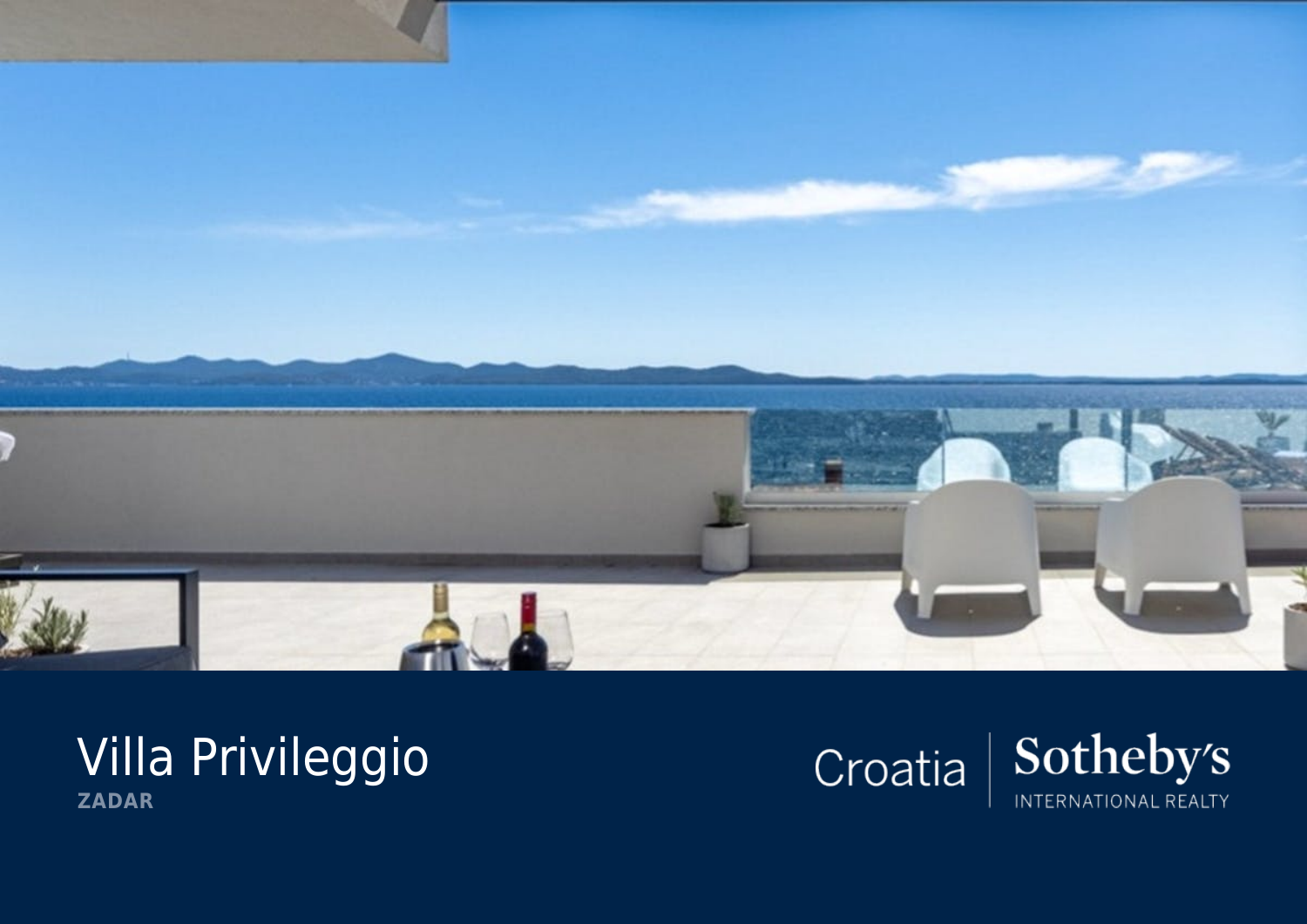# Villa Privileggio

**ZADAR**

Croatia | Sotheby's INTERNATIONAL REALTY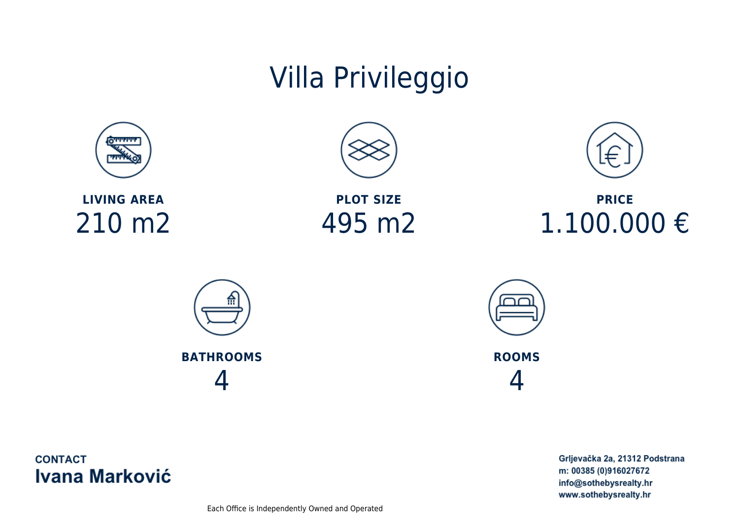# Villa Privileggio

**LIVING AREA**
210 m2

**PLOT SIZE**
495 m2

**PRICE**
1.100.000 €

**BATHROOMS**
4

**ROOMS**
4

**CONTACT**
**Ivana Marković**

Grljevačka 2a, 21312 Podstrana
m: 00385 (0)916027672
info@sothebysrealty.hr
www.sothebysrealty.hr

Each Office is Independently Owned and Operated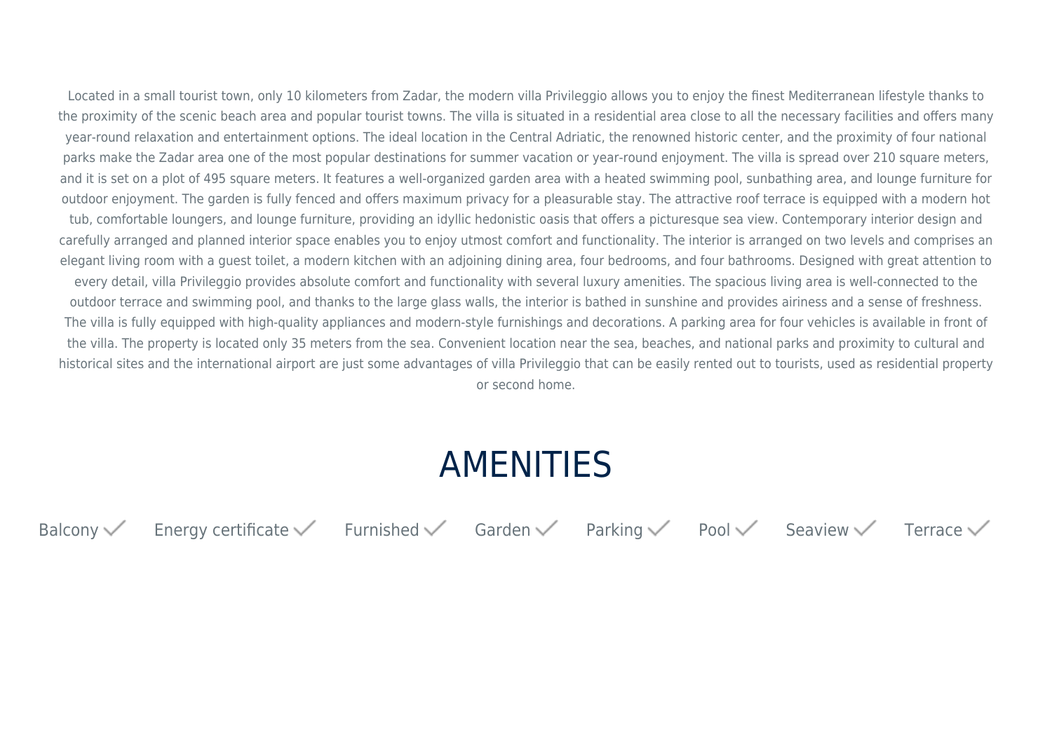Located in a small tourist town, only 10 kilometers from Zadar, the modern villa Privileggio allows you to enjoy the finest Mediterranean lifestyle thanks to the proximity of the scenic beach area and popular tourist towns. The villa is situated in a residential area close to all the necessary facilities and offers many year-round relaxation and entertainment options. The ideal location in the Central Adriatic, the renowned historic center, and the proximity of four national parks make the Zadar area one of the most popular destinations for summer vacation or year-round enjoyment. The villa is spread over 210 square meters, and it is set on a plot of 495 square meters. It features a well-organized garden area with a heated swimming pool, sunbathing area, and lounge furniture for outdoor enjoyment. The garden is fully fenced and offers maximum privacy for a pleasurable stay. The attractive roof terrace is equipped with a modern hot tub, comfortable loungers, and lounge furniture, providing an idyllic hedonistic oasis that offers a picturesque sea view. Contemporary interior design and carefully arranged and planned interior space enables you to enjoy utmost comfort and functionality. The interior is arranged on two levels and comprises an elegant living room with a guest toilet, a modern kitchen with an adjoining dining area, four bedrooms, and four bathrooms. Designed with great attention to every detail, villa Privileggio provides absolute comfort and functionality with several luxury amenities. The spacious living area is well-connected to the outdoor terrace and swimming pool, and thanks to the large glass walls, the interior is bathed in sunshine and provides airiness and a sense of freshness. The villa is fully equipped with high-quality appliances and modern-style furnishings and decorations. A parking area for four vehicles is available in front of the villa. The property is located only 35 meters from the sea. Convenient location near the sea, beaches, and national parks and proximity to cultural and historical sites and the international airport are just some advantages of villa Privileggio that can be easily rented out to tourists, used as residential property or second home.

# AMENITIES

- Balcony ✓
- Energy certificate ✓
- Furnished ✓
- Garden ✓
- Parking ✓
- Pool ✓
- Seaview ✓
- Terrace ✓